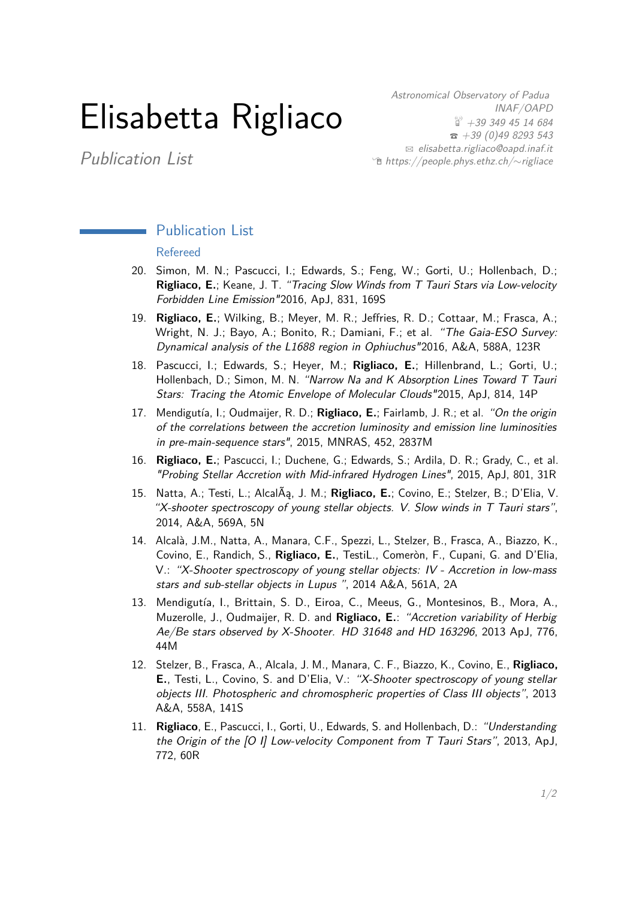# Elisabetta Rigliaco

*Publication List*

*Astronomical Observatory of Padua*
*INAF/OAPD*
*+39 349 45 14 684*
*+39 (0)49 8293 543*
*elisabetta.rigliaco@oapd.inaf.it*
*https://people.phys.ethz.ch/~rigliace*

## Publication List

### Refereed

20. Simon, M. N.; Pascucci, I.; Edwards, S.; Feng, W.; Gorti, U.; Hollenbach, D.; **Rigliaco, E.**; Keane, J. T. *"Tracing Slow Winds from T Tauri Stars via Low-velocity Forbidden Line Emission"*2016, ApJ, 831, 169S

19. **Rigliaco, E.**; Wilking, B.; Meyer, M. R.; Jeffries, R. D.; Cottaar, M.; Frasca, A.; Wright, N. J.; Bayo, A.; Bonito, R.; Damiani, F.; et al. *"The Gaia-ESO Survey: Dynamical analysis of the L1688 region in Ophiuchus"*2016, A&A, 588A, 123R

18. Pascucci, I.; Edwards, S.; Heyer, M.; **Rigliaco, E.**; Hillenbrand, L.; Gorti, U.; Hollenbach, D.; Simon, M. N. *"Narrow Na and K Absorption Lines Toward T Tauri Stars: Tracing the Atomic Envelope of Molecular Clouds"*2015, ApJ, 814, 14P

17. Mendigutía, I.; Oudmaijer, R. D.; **Rigliaco, E.**; Fairlamb, J. R.; et al. *"On the origin of the correlations between the accretion luminosity and emission line luminosities in pre-main-sequence stars"*, 2015, MNRAS, 452, 2837M

16. **Rigliaco, E.**; Pascucci, I.; Duchene, G.; Edwards, S.; Ardila, D. R.; Grady, C., et al. *"Probing Stellar Accretion with Mid-infrared Hydrogen Lines"*, 2015, ApJ, 801, 31R

15. Natta, A.; Testi, L.; AlcalÃą, J. M.; **Rigliaco, E.**; Covino, E.; Stelzer, B.; D'Elia, V. *"X-shooter spectroscopy of young stellar objects. V. Slow winds in T Tauri stars"*, 2014, A&A, 569A, 5N

14. Alcalà, J.M., Natta, A., Manara, C.F., Spezzi, L., Stelzer, B., Frasca, A., Biazzo, K., Covino, E., Randich, S., **Rigliaco, E.**, TestiL., Comeròn, F., Cupani, G. and D'Elia, V.: *"X-Shooter spectroscopy of young stellar objects: IV - Accretion in low-mass stars and sub-stellar objects in Lupus "*, 2014 A&A, 561A, 2A

13. Mendigutía, I., Brittain, S. D., Eiroa, C., Meeus, G., Montesinos, B., Mora, A., Muzerolle, J., Oudmaijer, R. D. and **Rigliaco, E.**: *"Accretion variability of Herbig Ae/Be stars observed by X-Shooter. HD 31648 and HD 163296*, 2013 ApJ, 776, 44M

12. Stelzer, B., Frasca, A., Alcala, J. M., Manara, C. F., Biazzo, K., Covino, E., **Rigliaco, E.**, Testi, L., Covino, S. and D'Elia, V.: *"X-Shooter spectroscopy of young stellar objects III. Photospheric and chromospheric properties of Class III objects"*, 2013 A&A, 558A, 141S

11. **Rigliaco**, E., Pascucci, I., Gorti, U., Edwards, S. and Hollenbach, D.: *"Understanding the Origin of the [O I] Low-velocity Component from T Tauri Stars"*, 2013, ApJ, 772, 60R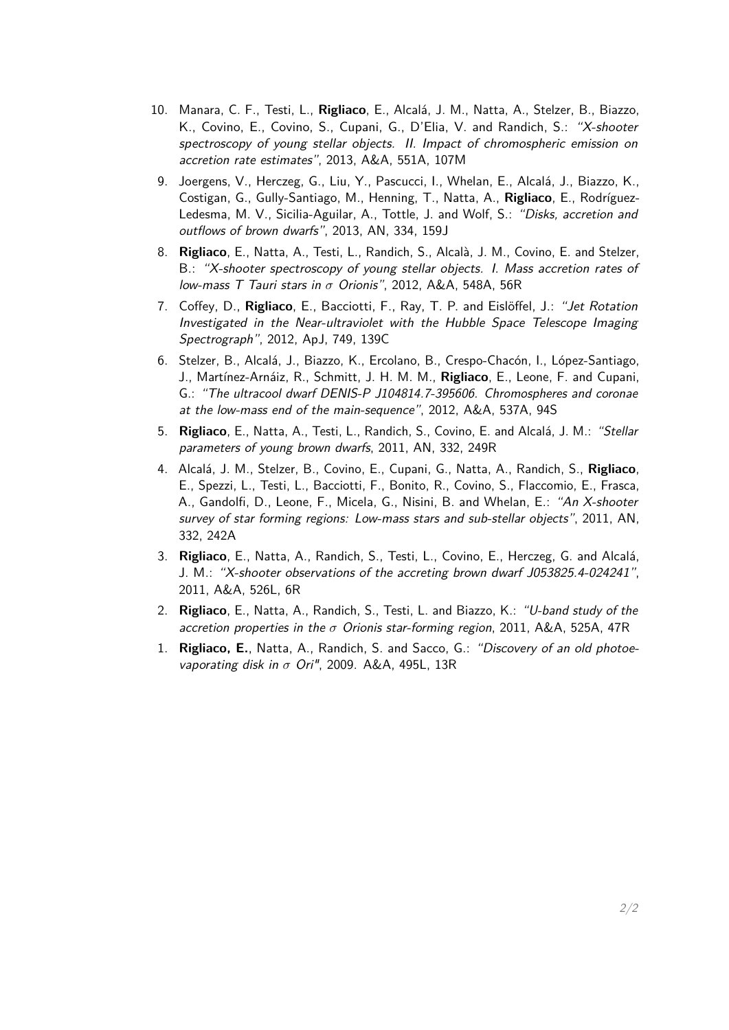10. Manara, C. F., Testi, L., **Rigliaco**, E., Alcalá, J. M., Natta, A., Stelzer, B., Biazzo, K., Covino, E., Covino, S., Cupani, G., D'Elia, V. and Randich, S.: *"X-shooter spectroscopy of young stellar objects. II. Impact of chromospheric emission on accretion rate estimates"*, 2013, A&A, 551A, 107M
9. Joergens, V., Herczeg, G., Liu, Y., Pascucci, I., Whelan, E., Alcalá, J., Biazzo, K., Costigan, G., Gully-Santiago, M., Henning, T., Natta, A., **Rigliaco**, E., Rodríguez-Ledesma, M. V., Sicilia-Aguilar, A., Tottle, J. and Wolf, S.: *"Disks, accretion and outflows of brown dwarfs"*, 2013, AN, 334, 159J
8. **Rigliaco**, E., Natta, A., Testi, L., Randich, S., Alcalà, J. M., Covino, E. and Stelzer, B.: *"X-shooter spectroscopy of young stellar objects. I. Mass accretion rates of low-mass T Tauri stars in $\sigma$ Orionis"*, 2012, A&A, 548A, 56R
7. Coffey, D., **Rigliaco**, E., Bacciotti, F., Ray, T. P. and Eislöffel, J.: *"Jet Rotation Investigated in the Near-ultraviolet with the Hubble Space Telescope Imaging Spectrograph"*, 2012, ApJ, 749, 139C
6. Stelzer, B., Alcalá, J., Biazzo, K., Ercolano, B., Crespo-Chacón, I., López-Santiago, J., Martínez-Arnáiz, R., Schmitt, J. H. M. M., **Rigliaco**, E., Leone, F. and Cupani, G.: *"The ultracool dwarf DENIS-P J104814.7-395606. Chromospheres and coronae at the low-mass end of the main-sequence"*, 2012, A&A, 537A, 94S
5. **Rigliaco**, E., Natta, A., Testi, L., Randich, S., Covino, E. and Alcalá, J. M.: *"Stellar parameters of young brown dwarfs*, 2011, AN, 332, 249R
4. Alcalá, J. M., Stelzer, B., Covino, E., Cupani, G., Natta, A., Randich, S., **Rigliaco**, E., Spezzi, L., Testi, L., Bacciotti, F., Bonito, R., Covino, S., Flaccomio, E., Frasca, A., Gandolfi, D., Leone, F., Micela, G., Nisini, B. and Whelan, E.: *"An X-shooter survey of star forming regions: Low-mass stars and sub-stellar objects"*, 2011, AN, 332, 242A
3. **Rigliaco**, E., Natta, A., Randich, S., Testi, L., Covino, E., Herczeg, G. and Alcalá, J. M.: *"X-shooter observations of the accreting brown dwarf J053825.4-024241"*, 2011, A&A, 526L, 6R
2. **Rigliaco**, E., Natta, A., Randich, S., Testi, L. and Biazzo, K.: *"U-band study of the accretion properties in the $\sigma$ Orionis star-forming region*, 2011, A&A, 525A, 47R
1. **Rigliaco, E.**, Natta, A., Randich, S. and Sacco, G.: *"Discovery of an old photoevaporating disk in $\sigma$ Ori"*, 2009. A&A, 495L, 13R